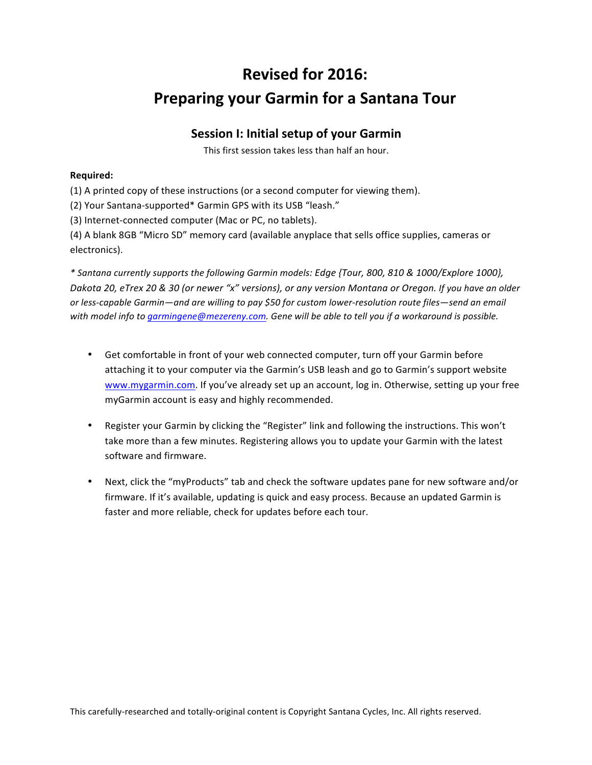# Revised for 2016:
# Preparing your Garmin for a Santana Tour

## Session I: Initial setup of your Garmin

This first session takes less than half an hour.

**Required:**

(1) A printed copy of these instructions (or a second computer for viewing them).
(2) Your Santana-supported* Garmin GPS with its USB "leash."
(3) Internet-connected computer (Mac or PC, no tablets).
(4) A blank 8GB "Micro SD" memory card (available anyplace that sells office supplies, cameras or electronics).

*\* Santana currently supports the following Garmin models: Edge {Tour, 800, 810 & 1000/Explore 1000}, Dakota 20, eTrex 20 & 30 (or newer "x" versions), or any version Montana or Oregon. If you have an older or less-capable Garmin—and are willing to pay $50 for custom lower-resolution route files—send an email with model info to garmingene@mezereny.com. Gene will be able to tell you if a workaround is possible.*

- Get comfortable in front of your web connected computer, turn off your Garmin before attaching it to your computer via the Garmin's USB leash and go to Garmin's support website www.mygarmin.com. If you've already set up an account, log in. Otherwise, setting up your free myGarmin account is easy and highly recommended.

- Register your Garmin by clicking the "Register" link and following the instructions. This won't take more than a few minutes. Registering allows you to update your Garmin with the latest software and firmware.

- Next, click the "myProducts" tab and check the software updates pane for new software and/or firmware. If it's available, updating is quick and easy process. Because an updated Garmin is faster and more reliable, check for updates before each tour.

This carefully-researched and totally-original content is Copyright Santana Cycles, Inc. All rights reserved.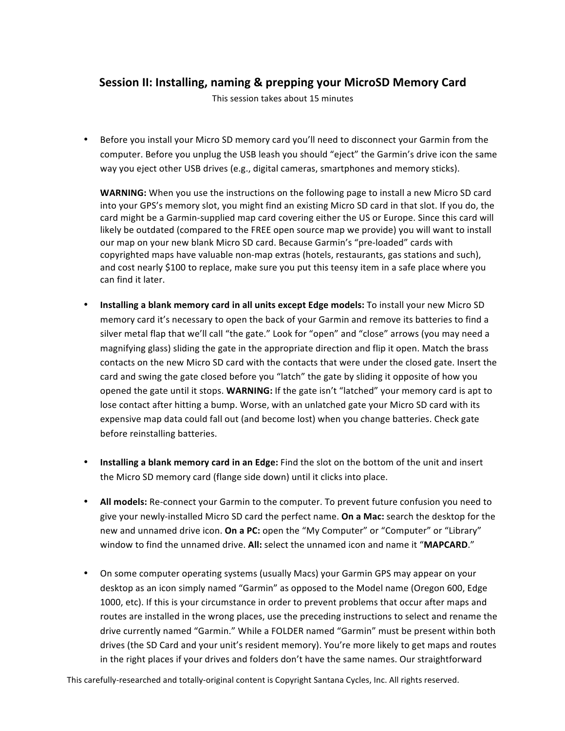## Session II: Installing, naming & prepping your MicroSD Memory Card

This session takes about 15 minutes

- Before you install your Micro SD memory card you'll need to disconnect your Garmin from the computer. Before you unplug the USB leash you should "eject" the Garmin's drive icon the same way you eject other USB drives (e.g., digital cameras, smartphones and memory sticks).

  **WARNING:** When you use the instructions on the following page to install a new Micro SD card into your GPS's memory slot, you might find an existing Micro SD card in that slot. If you do, the card might be a Garmin-supplied map card covering either the US or Europe. Since this card will likely be outdated (compared to the FREE open source map we provide) you will want to install our map on your new blank Micro SD card. Because Garmin's "pre-loaded" cards with copyrighted maps have valuable non-map extras (hotels, restaurants, gas stations and such), and cost nearly $100 to replace, make sure you put this teensy item in a safe place where you can find it later.

- **Installing a blank memory card in all units except Edge models:** To install your new Micro SD memory card it's necessary to open the back of your Garmin and remove its batteries to find a silver metal flap that we'll call "the gate." Look for "open" and "close" arrows (you may need a magnifying glass) sliding the gate in the appropriate direction and flip it open. Match the brass contacts on the new Micro SD card with the contacts that were under the closed gate. Insert the card and swing the gate closed before you "latch" the gate by sliding it opposite of how you opened the gate until it stops. **WARNING:** If the gate isn't "latched" your memory card is apt to lose contact after hitting a bump. Worse, with an unlatched gate your Micro SD card with its expensive map data could fall out (and become lost) when you change batteries. Check gate before reinstalling batteries.

- **Installing a blank memory card in an Edge:** Find the slot on the bottom of the unit and insert the Micro SD memory card (flange side down) until it clicks into place.

- **All models:** Re-connect your Garmin to the computer. To prevent future confusion you need to give your newly-installed Micro SD card the perfect name. **On a Mac:** search the desktop for the new and unnamed drive icon. **On a PC:** open the "My Computer" or "Computer" or "Library" window to find the unnamed drive. **All:** select the unnamed icon and name it "**MAPCARD**."

- On some computer operating systems (usually Macs) your Garmin GPS may appear on your desktop as an icon simply named "Garmin" as opposed to the Model name (Oregon 600, Edge 1000, etc). If this is your circumstance in order to prevent problems that occur after maps and routes are installed in the wrong places, use the preceding instructions to select and rename the drive currently named "Garmin." While a FOLDER named "Garmin" must be present within both drives (the SD Card and your unit's resident memory). You're more likely to get maps and routes in the right places if your drives and folders don't have the same names. Our straightforward

This carefully-researched and totally-original content is Copyright Santana Cycles, Inc. All rights reserved.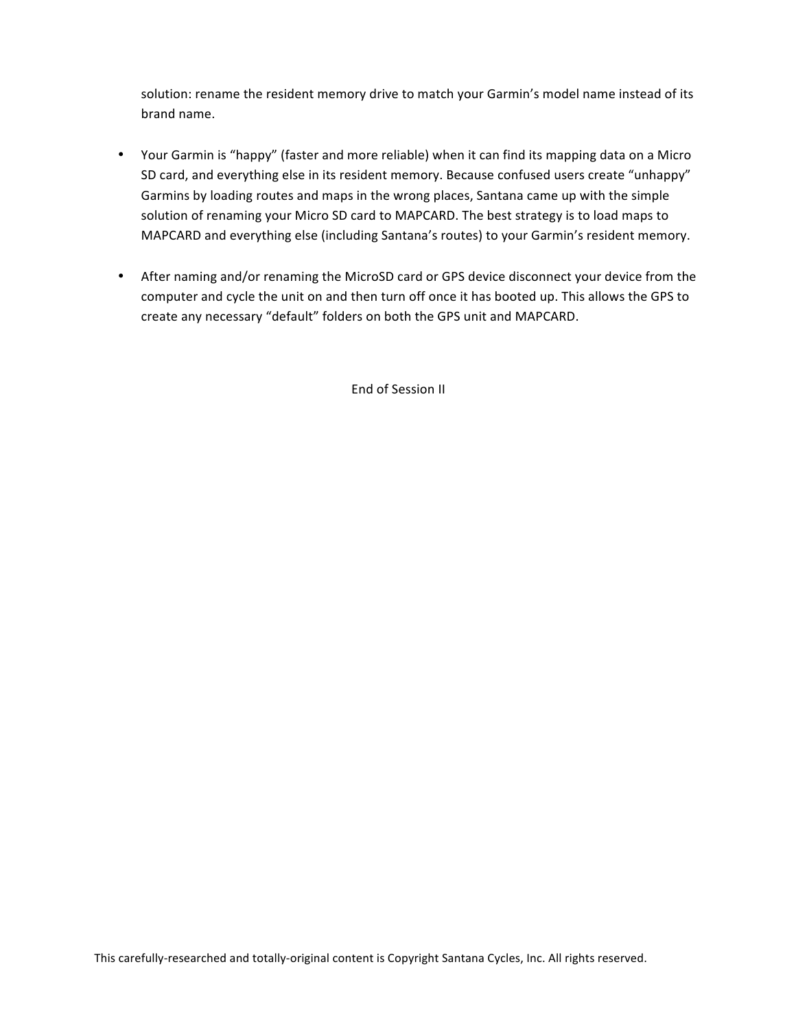solution: rename the resident memory drive to match your Garmin's model name instead of its brand name.

- Your Garmin is "happy" (faster and more reliable) when it can find its mapping data on a Micro SD card, and everything else in its resident memory. Because confused users create "unhappy" Garmins by loading routes and maps in the wrong places, Santana came up with the simple solution of renaming your Micro SD card to MAPCARD. The best strategy is to load maps to MAPCARD and everything else (including Santana's routes) to your Garmin's resident memory.

- After naming and/or renaming the MicroSD card or GPS device disconnect your device from the computer and cycle the unit on and then turn off once it has booted up. This allows the GPS to create any necessary "default" folders on both the GPS unit and MAPCARD.

End of Session II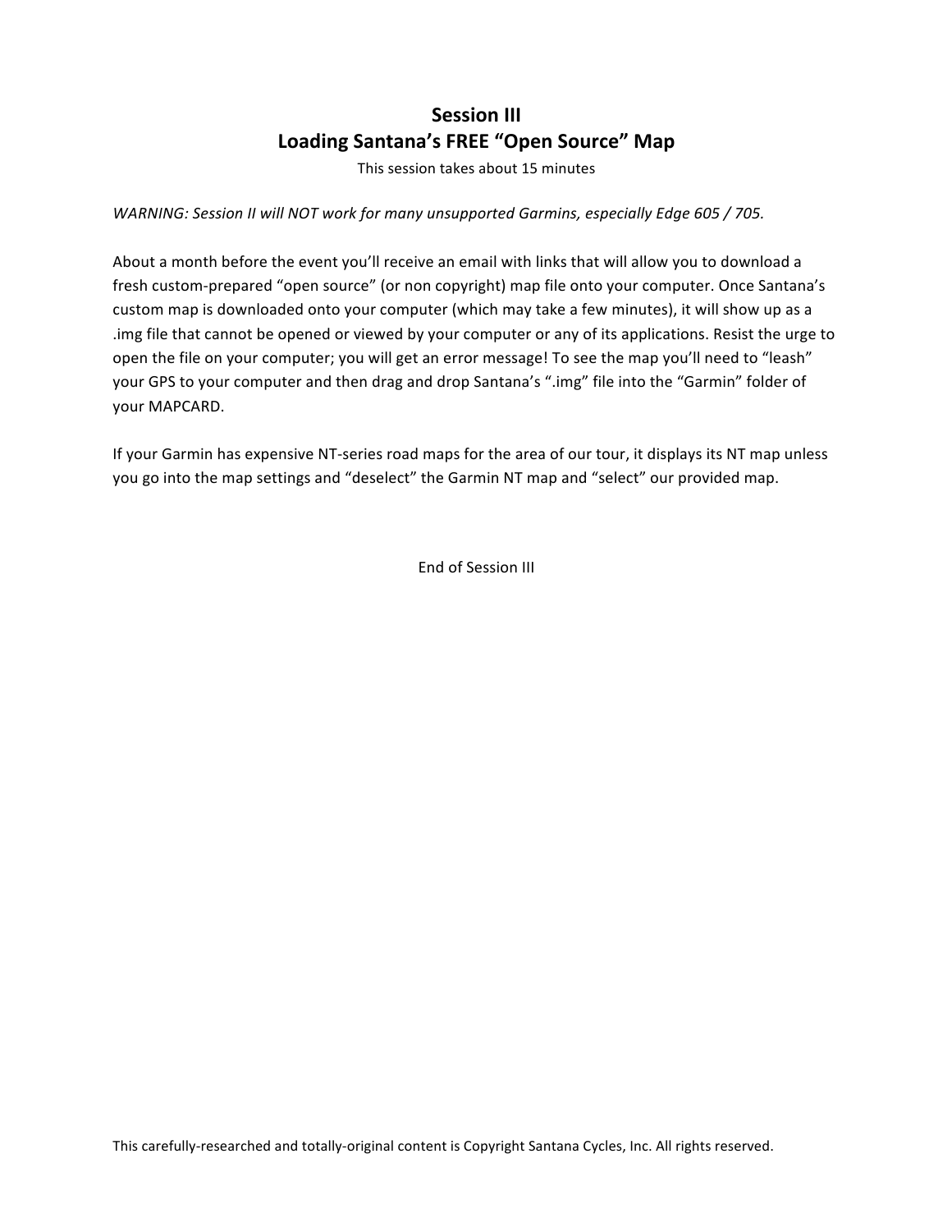# Session III
## Loading Santana's FREE "Open Source" Map

This session takes about 15 minutes

*WARNING: Session II will NOT work for many unsupported Garmins, especially Edge 605 / 705.*

About a month before the event you'll receive an email with links that will allow you to download a fresh custom-prepared "open source" (or non copyright) map file onto your computer. Once Santana's custom map is downloaded onto your computer (which may take a few minutes), it will show up as a .img file that cannot be opened or viewed by your computer or any of its applications. Resist the urge to open the file on your computer; you will get an error message! To see the map you'll need to "leash" your GPS to your computer and then drag and drop Santana's ".img" file into the "Garmin" folder of your MAPCARD.

If your Garmin has expensive NT-series road maps for the area of our tour, it displays its NT map unless you go into the map settings and "deselect" the Garmin NT map and "select" our provided map.

End of Session III

This carefully-researched and totally-original content is Copyright Santana Cycles, Inc. All rights reserved.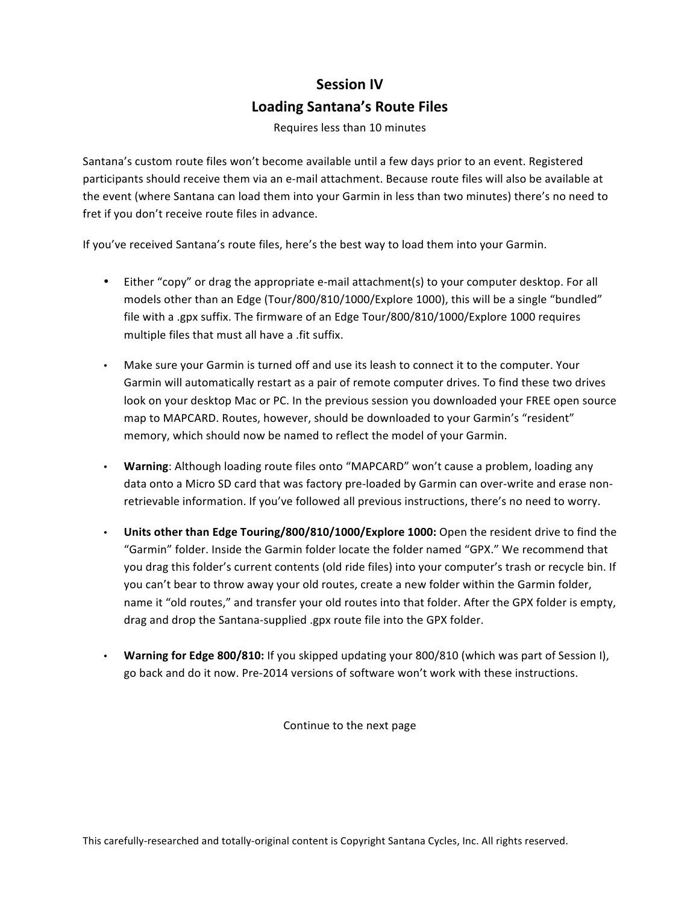# Session IV

## Loading Santana's Route Files

Requires less than 10 minutes

Santana's custom route files won't become available until a few days prior to an event. Registered participants should receive them via an e-mail attachment. Because route files will also be available at the event (where Santana can load them into your Garmin in less than two minutes) there's no need to fret if you don't receive route files in advance.

If you've received Santana's route files, here's the best way to load them into your Garmin.

- Either "copy" or drag the appropriate e-mail attachment(s) to your computer desktop. For all models other than an Edge (Tour/800/810/1000/Explore 1000), this will be a single "bundled" file with a .gpx suffix. The firmware of an Edge Tour/800/810/1000/Explore 1000 requires multiple files that must all have a .fit suffix.

- Make sure your Garmin is turned off and use its leash to connect it to the computer. Your Garmin will automatically restart as a pair of remote computer drives. To find these two drives look on your desktop Mac or PC. In the previous session you downloaded your FREE open source map to MAPCARD. Routes, however, should be downloaded to your Garmin's "resident" memory, which should now be named to reflect the model of your Garmin.

- **Warning**: Although loading route files onto "MAPCARD" won't cause a problem, loading any data onto a Micro SD card that was factory pre-loaded by Garmin can over-write and erase non-retrievable information. If you've followed all previous instructions, there's no need to worry.

- **Units other than Edge Touring/800/810/1000/Explore 1000:** Open the resident drive to find the "Garmin" folder. Inside the Garmin folder locate the folder named "GPX." We recommend that you drag this folder's current contents (old ride files) into your computer's trash or recycle bin. If you can't bear to throw away your old routes, create a new folder within the Garmin folder, name it "old routes," and transfer your old routes into that folder. After the GPX folder is empty, drag and drop the Santana-supplied .gpx route file into the GPX folder.

- **Warning for Edge 800/810:** If you skipped updating your 800/810 (which was part of Session I), go back and do it now. Pre-2014 versions of software won't work with these instructions.

Continue to the next page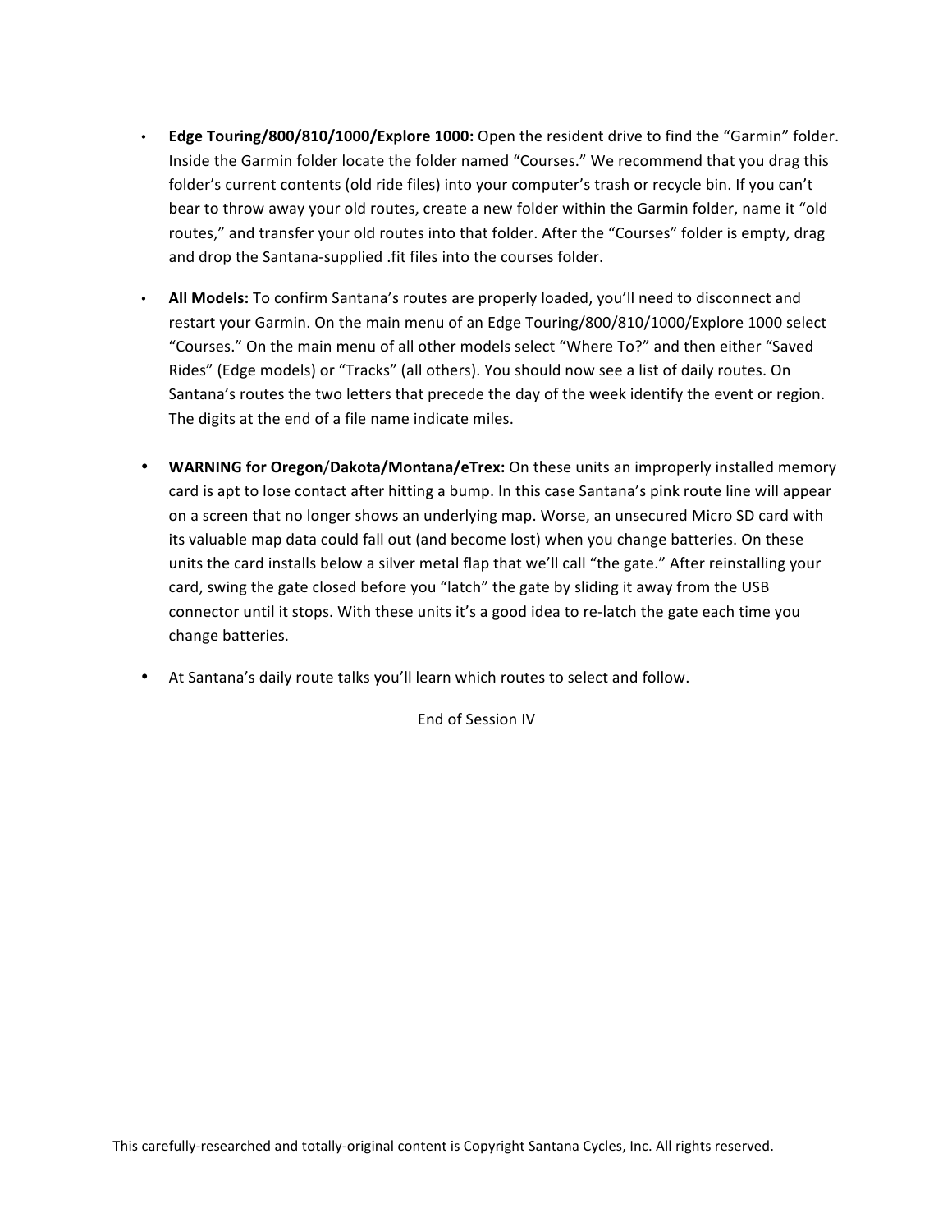- **Edge Touring/800/810/1000/Explore 1000:** Open the resident drive to find the "Garmin" folder. Inside the Garmin folder locate the folder named "Courses." We recommend that you drag this folder's current contents (old ride files) into your computer's trash or recycle bin. If you can't bear to throw away your old routes, create a new folder within the Garmin folder, name it "old routes," and transfer your old routes into that folder. After the "Courses" folder is empty, drag and drop the Santana-supplied .fit files into the courses folder.

- **All Models:** To confirm Santana's routes are properly loaded, you'll need to disconnect and restart your Garmin. On the main menu of an Edge Touring/800/810/1000/Explore 1000 select "Courses." On the main menu of all other models select "Where To?" and then either "Saved Rides" (Edge models) or "Tracks" (all others). You should now see a list of daily routes. On Santana's routes the two letters that precede the day of the week identify the event or region. The digits at the end of a file name indicate miles.

- **WARNING for Oregon/Dakota/Montana/eTrex:** On these units an improperly installed memory card is apt to lose contact after hitting a bump. In this case Santana's pink route line will appear on a screen that no longer shows an underlying map. Worse, an unsecured Micro SD card with its valuable map data could fall out (and become lost) when you change batteries. On these units the card installs below a silver metal flap that we'll call "the gate." After reinstalling your card, swing the gate closed before you "latch" the gate by sliding it away from the USB connector until it stops. With these units it's a good idea to re-latch the gate each time you change batteries.

- At Santana's daily route talks you'll learn which routes to select and follow.

End of Session IV

This carefully-researched and totally-original content is Copyright Santana Cycles, Inc. All rights reserved.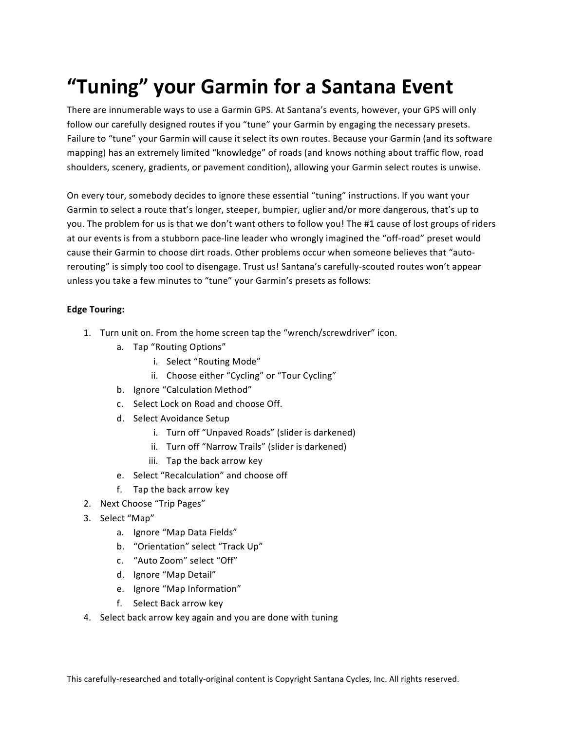# "Tuning" your Garmin for a Santana Event

There are innumerable ways to use a Garmin GPS. At Santana's events, however, your GPS will only follow our carefully designed routes if you "tune" your Garmin by engaging the necessary presets. Failure to "tune" your Garmin will cause it select its own routes. Because your Garmin (and its software mapping) has an extremely limited "knowledge" of roads (and knows nothing about traffic flow, road shoulders, scenery, gradients, or pavement condition), allowing your Garmin select routes is unwise.

On every tour, somebody decides to ignore these essential "tuning" instructions. If you want your Garmin to select a route that's longer, steeper, bumpier, uglier and/or more dangerous, that's up to you. The problem for us is that we don't want others to follow you! The #1 cause of lost groups of riders at our events is from a stubborn pace-line leader who wrongly imagined the "off-road" preset would cause their Garmin to choose dirt roads. Other problems occur when someone believes that "auto-rerouting" is simply too cool to disengage. Trust us! Santana's carefully-scouted routes won't appear unless you take a few minutes to "tune" your Garmin's presets as follows:

**Edge Touring:**

1. Turn unit on. From the home screen tap the "wrench/screwdriver" icon.
   a. Tap "Routing Options"
      i. Select "Routing Mode"
      ii. Choose either "Cycling" or "Tour Cycling"
   b. Ignore "Calculation Method"
   c. Select Lock on Road and choose Off.
   d. Select Avoidance Setup
      i. Turn off "Unpaved Roads" (slider is darkened)
      ii. Turn off "Narrow Trails" (slider is darkened)
      iii. Tap the back arrow key
   e. Select "Recalculation" and choose off
   f. Tap the back arrow key
2. Next Choose "Trip Pages"
3. Select "Map"
   a. Ignore "Map Data Fields"
   b. "Orientation" select "Track Up"
   c. "Auto Zoom" select "Off"
   d. Ignore "Map Detail"
   e. Ignore "Map Information"
   f. Select Back arrow key
4. Select back arrow key again and you are done with tuning

This carefully-researched and totally-original content is Copyright Santana Cycles, Inc. All rights reserved.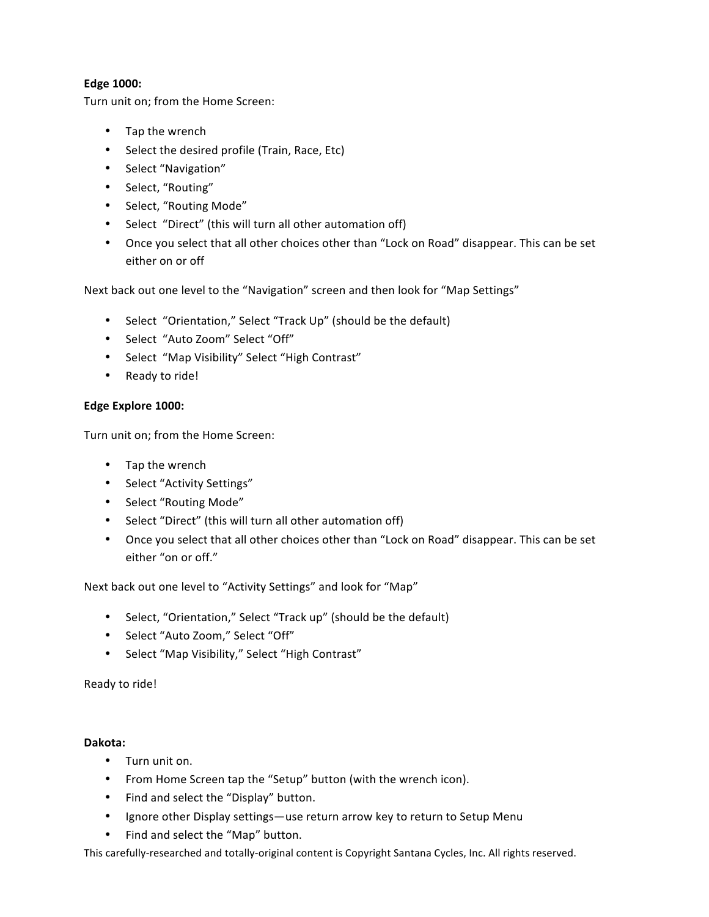**Edge 1000:**

Turn unit on; from the Home Screen:

- Tap the wrench
- Select the desired profile (Train, Race, Etc)
- Select "Navigation"
- Select, "Routing"
- Select, "Routing Mode"
- Select "Direct" (this will turn all other automation off)
- Once you select that all other choices other than "Lock on Road" disappear. This can be set either on or off

Next back out one level to the "Navigation" screen and then look for "Map Settings"

- Select "Orientation," Select "Track Up" (should be the default)
- Select "Auto Zoom" Select "Off"
- Select "Map Visibility" Select "High Contrast"
- Ready to ride!

**Edge Explore 1000:**

Turn unit on; from the Home Screen:

- Tap the wrench
- Select "Activity Settings"
- Select "Routing Mode"
- Select "Direct" (this will turn all other automation off)
- Once you select that all other choices other than "Lock on Road" disappear. This can be set either "on or off."

Next back out one level to "Activity Settings" and look for "Map"

- Select, "Orientation," Select "Track up" (should be the default)
- Select "Auto Zoom," Select "Off"
- Select "Map Visibility," Select "High Contrast"

Ready to ride!

**Dakota:**

- Turn unit on.
- From Home Screen tap the "Setup" button (with the wrench icon).
- Find and select the "Display" button.
- Ignore other Display settings—use return arrow key to return to Setup Menu
- Find and select the "Map" button.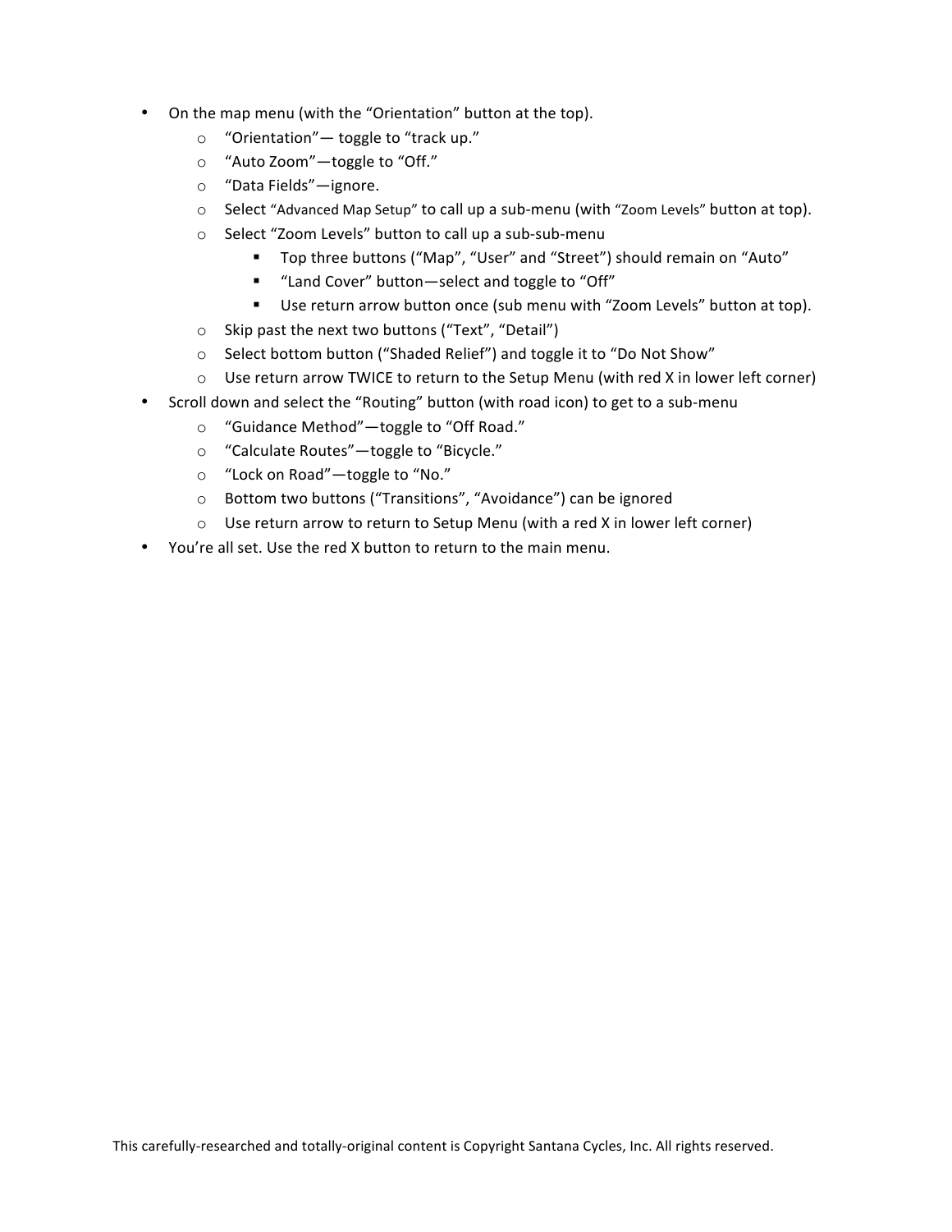- On the map menu (with the "Orientation" button at the top).
  - "Orientation"— toggle to "track up."
  - "Auto Zoom"—toggle to "Off."
  - "Data Fields"—ignore.
  - Select "Advanced Map Setup" to call up a sub-menu (with "Zoom Levels" button at top).
  - Select "Zoom Levels" button to call up a sub-sub-menu
    - Top three buttons ("Map", "User" and "Street") should remain on "Auto"
    - "Land Cover" button—select and toggle to "Off"
    - Use return arrow button once (sub menu with "Zoom Levels" button at top).
  - Skip past the next two buttons ("Text", "Detail")
  - Select bottom button ("Shaded Relief") and toggle it to "Do Not Show"
  - Use return arrow TWICE to return to the Setup Menu (with red X in lower left corner)
- Scroll down and select the "Routing" button (with road icon) to get to a sub-menu
  - "Guidance Method"—toggle to "Off Road."
  - "Calculate Routes"—toggle to "Bicycle."
  - "Lock on Road"—toggle to "No."
  - Bottom two buttons ("Transitions", "Avoidance") can be ignored
  - Use return arrow to return to Setup Menu (with a red X in lower left corner)
- You're all set. Use the red X button to return to the main menu.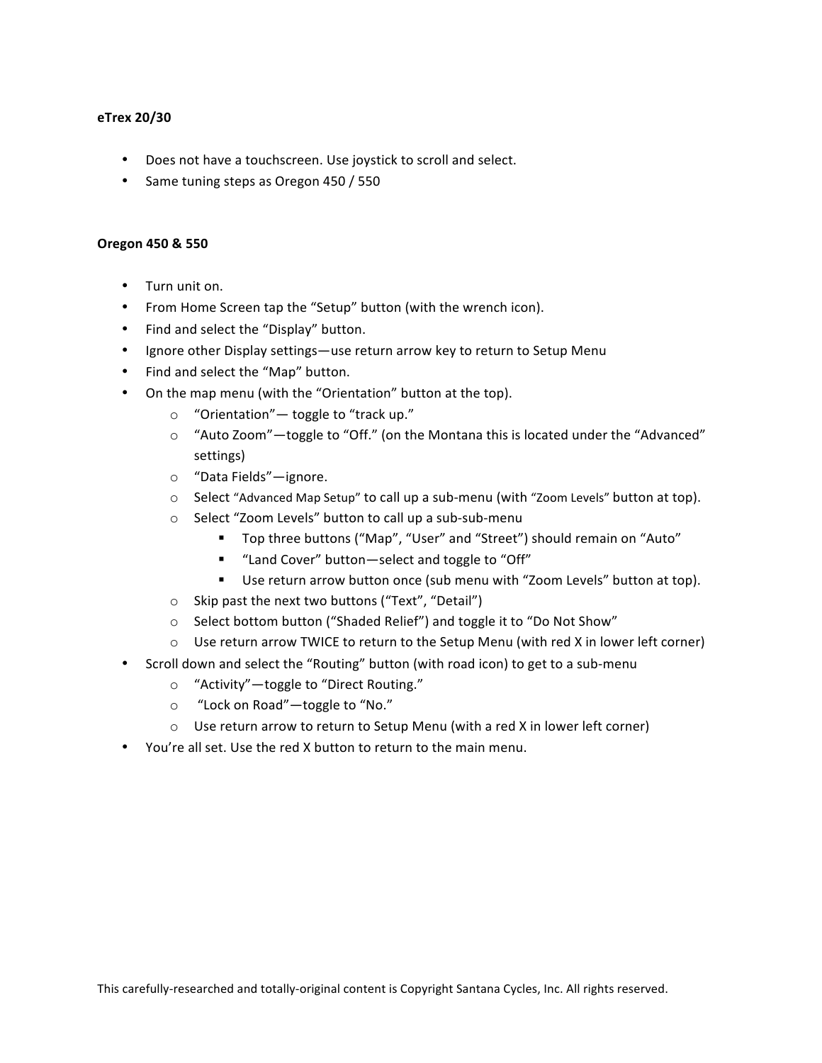**eTrex 20/30**

- Does not have a touchscreen. Use joystick to scroll and select.
- Same tuning steps as Oregon 450 / 550

**Oregon 450 & 550**

- Turn unit on.
- From Home Screen tap the "Setup" button (with the wrench icon).
- Find and select the "Display" button.
- Ignore other Display settings—use return arrow key to return to Setup Menu
- Find and select the "Map" button.
- On the map menu (with the "Orientation" button at the top).
    - "Orientation"— toggle to "track up."
    - "Auto Zoom"—toggle to "Off." (on the Montana this is located under the "Advanced" settings)
    - "Data Fields"—ignore.
    - Select "Advanced Map Setup" to call up a sub-menu (with "Zoom Levels" button at top).
    - Select "Zoom Levels" button to call up a sub-sub-menu
        - Top three buttons ("Map", "User" and "Street") should remain on "Auto"
        - "Land Cover" button—select and toggle to "Off"
        - Use return arrow button once (sub menu with "Zoom Levels" button at top).
    - Skip past the next two buttons ("Text", "Detail")
    - Select bottom button ("Shaded Relief") and toggle it to "Do Not Show"
    - Use return arrow TWICE to return to the Setup Menu (with red X in lower left corner)
- Scroll down and select the "Routing" button (with road icon) to get to a sub-menu
    - "Activity"—toggle to "Direct Routing."
    - "Lock on Road"—toggle to "No."
    - Use return arrow to return to Setup Menu (with a red X in lower left corner)
- You're all set. Use the red X button to return to the main menu.

This carefully-researched and totally-original content is Copyright Santana Cycles, Inc. All rights reserved.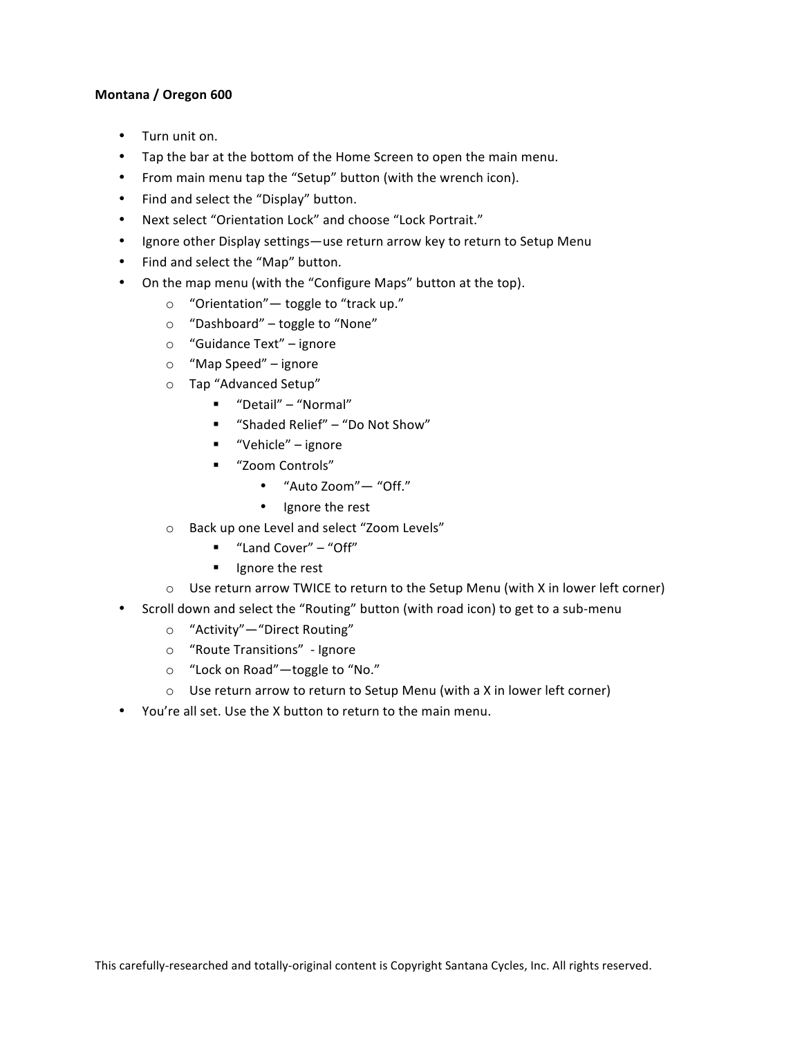**Montana / Oregon 600**

- Turn unit on.
- Tap the bar at the bottom of the Home Screen to open the main menu.
- From main menu tap the “Setup” button (with the wrench icon).
- Find and select the “Display” button.
- Next select “Orientation Lock” and choose “Lock Portrait.”
- Ignore other Display settings—use return arrow key to return to Setup Menu
- Find and select the “Map” button.
- On the map menu (with the “Configure Maps” button at the top).
    - “Orientation”— toggle to “track up.”
    - “Dashboard” – toggle to “None”
    - “Guidance Text” – ignore
    - “Map Speed” – ignore
    - Tap “Advanced Setup”
        - “Detail” – “Normal”
        - “Shaded Relief” – “Do Not Show”
        - “Vehicle” – ignore
        - “Zoom Controls”
            - “Auto Zoom”— “Off.”
            - Ignore the rest
    - Back up one Level and select “Zoom Levels”
        - “Land Cover” – “Off”
        - Ignore the rest
    - Use return arrow TWICE to return to the Setup Menu (with X in lower left corner)
- Scroll down and select the “Routing” button (with road icon) to get to a sub-menu
    - “Activity”—“Direct Routing”
    - “Route Transitions” - Ignore
    - “Lock on Road”—toggle to “No.”
    - Use return arrow to return to Setup Menu (with a X in lower left corner)
- You’re all set. Use the X button to return to the main menu.

This carefully-researched and totally-original content is Copyright Santana Cycles, Inc. All rights reserved.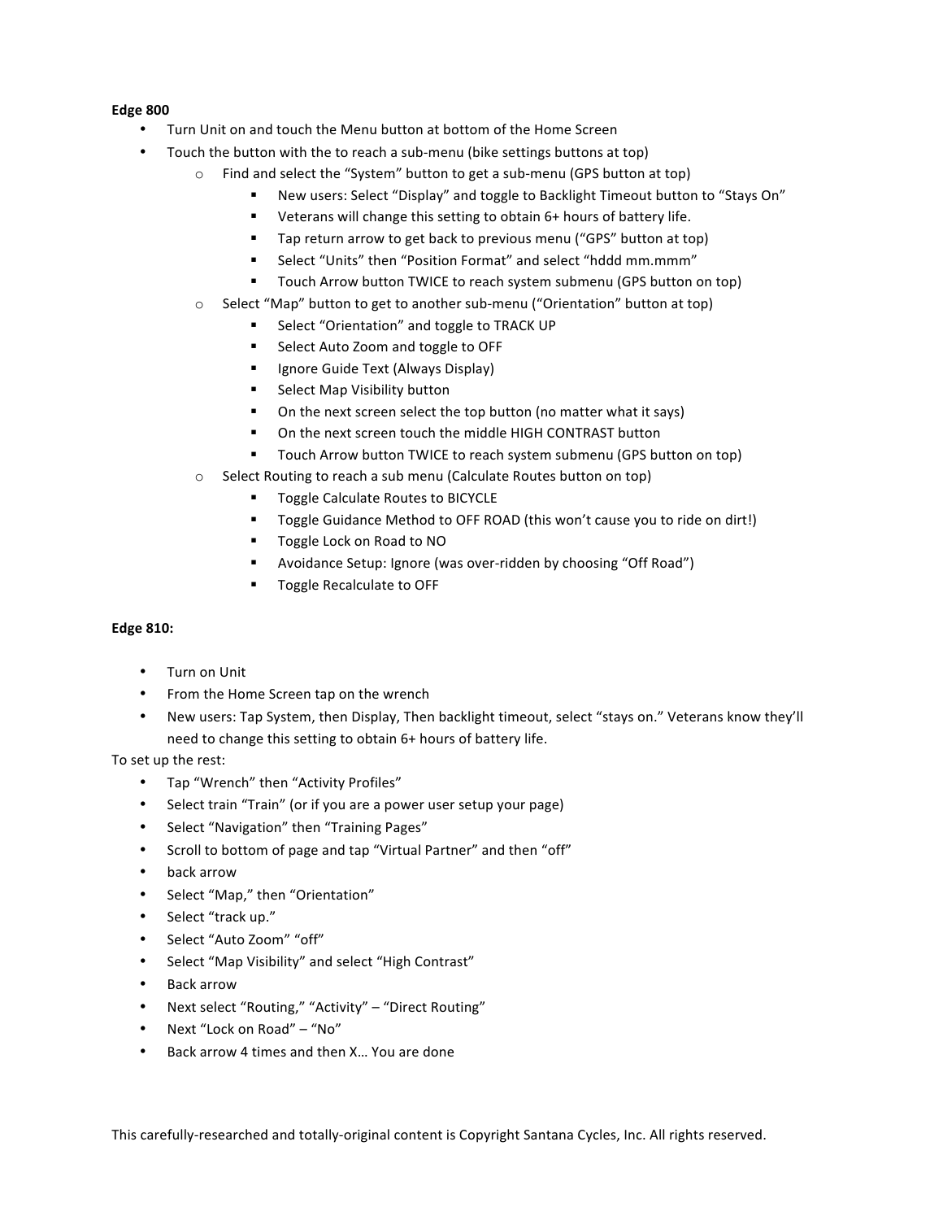**Edge 800**

- Turn Unit on and touch the Menu button at bottom of the Home Screen
- Touch the button with the to reach a sub-menu (bike settings buttons at top)
  - Find and select the "System" button to get a sub-menu (GPS button at top)
    - New users: Select "Display" and toggle to Backlight Timeout button to "Stays On"
    - Veterans will change this setting to obtain 6+ hours of battery life.
    - Tap return arrow to get back to previous menu ("GPS" button at top)
    - Select "Units" then "Position Format" and select "hddd mm.mmm"
    - Touch Arrow button TWICE to reach system submenu (GPS button on top)
  - Select "Map" button to get to another sub-menu ("Orientation" button at top)
    - Select "Orientation" and toggle to TRACK UP
    - Select Auto Zoom and toggle to OFF
    - Ignore Guide Text (Always Display)
    - Select Map Visibility button
    - On the next screen select the top button (no matter what it says)
    - On the next screen touch the middle HIGH CONTRAST button
    - Touch Arrow button TWICE to reach system submenu (GPS button on top)
  - Select Routing to reach a sub menu (Calculate Routes button on top)
    - Toggle Calculate Routes to BICYCLE
    - Toggle Guidance Method to OFF ROAD (this won't cause you to ride on dirt!)
    - Toggle Lock on Road to NO
    - Avoidance Setup: Ignore (was over-ridden by choosing "Off Road")
    - Toggle Recalculate to OFF

**Edge 810:**

- Turn on Unit
- From the Home Screen tap on the wrench
- New users: Tap System, then Display, Then backlight timeout, select "stays on." Veterans know they'll need to change this setting to obtain 6+ hours of battery life.

To set up the rest:

- Tap "Wrench" then "Activity Profiles"
- Select train "Train" (or if you are a power user setup your page)
- Select "Navigation" then "Training Pages"
- Scroll to bottom of page and tap "Virtual Partner" and then "off"
- back arrow
- Select "Map," then "Orientation"
- Select "track up."
- Select "Auto Zoom" "off"
- Select "Map Visibility" and select "High Contrast"
- Back arrow
- Next select "Routing," "Activity" – "Direct Routing"
- Next "Lock on Road" – "No"
- Back arrow 4 times and then X… You are done

This carefully-researched and totally-original content is Copyright Santana Cycles, Inc. All rights reserved.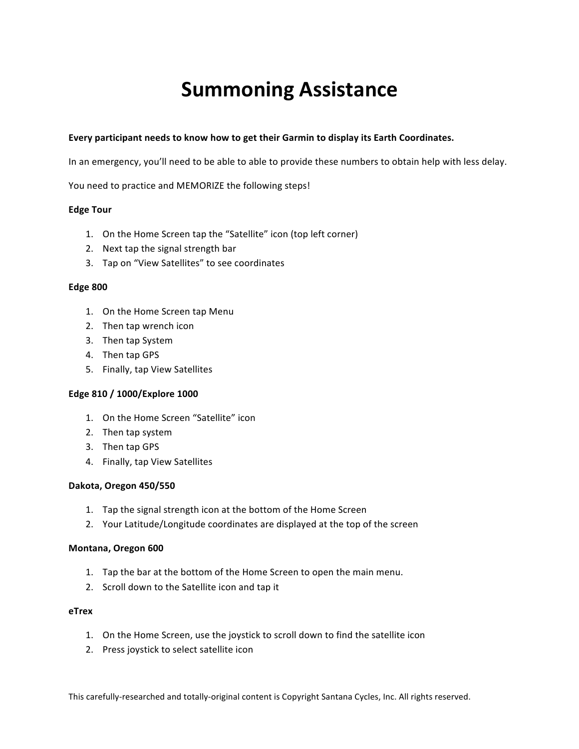# Summoning Assistance

**Every participant needs to know how to get their Garmin to display its Earth Coordinates.**

In an emergency, you'll need to be able to able to provide these numbers to obtain help with less delay.

You need to practice and MEMORIZE the following steps!

**Edge Tour**

1. On the Home Screen tap the "Satellite" icon (top left corner)
2. Next tap the signal strength bar
3. Tap on "View Satellites" to see coordinates

**Edge 800**

1. On the Home Screen tap Menu
2. Then tap wrench icon
3. Then tap System
4. Then tap GPS
5. Finally, tap View Satellites

**Edge 810 / 1000/Explore 1000**

1. On the Home Screen "Satellite" icon
2. Then tap system
3. Then tap GPS
4. Finally, tap View Satellites

**Dakota, Oregon 450/550**

1. Tap the signal strength icon at the bottom of the Home Screen
2. Your Latitude/Longitude coordinates are displayed at the top of the screen

**Montana, Oregon 600**

1. Tap the bar at the bottom of the Home Screen to open the main menu.
2. Scroll down to the Satellite icon and tap it

**eTrex**

1. On the Home Screen, use the joystick to scroll down to find the satellite icon
2. Press joystick to select satellite icon

This carefully-researched and totally-original content is Copyright Santana Cycles, Inc. All rights reserved.